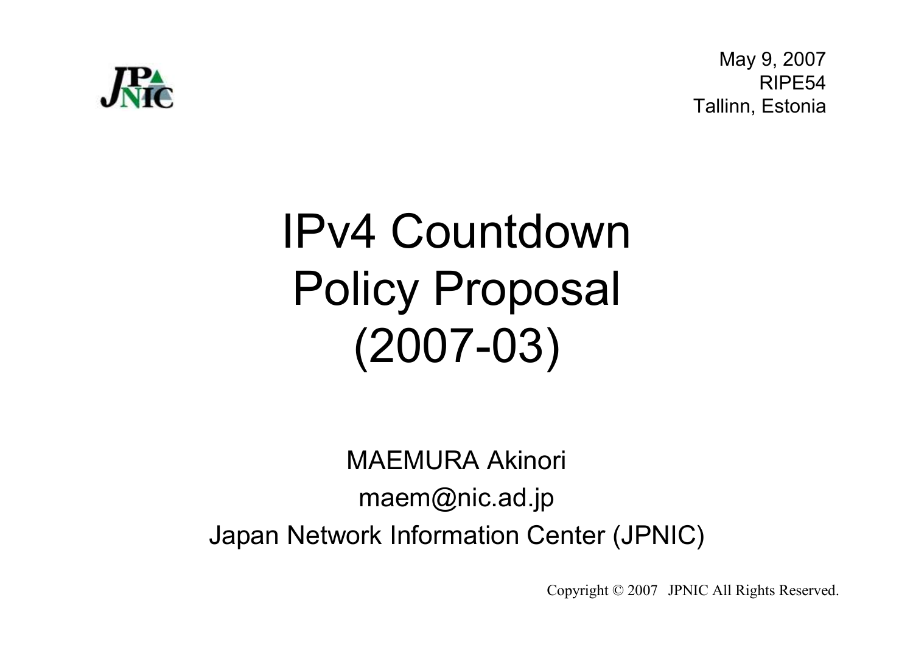May 9, 2007
RIPE54
Tallinn, Estonia

# IPv4 Countdown Policy Proposal (2007-03)

MAEMURA Akinori

maem@nic.ad.jp

Japan Network Information Center (JPNIC)

Copyright © 2007 JPNIC All Rights Reserved.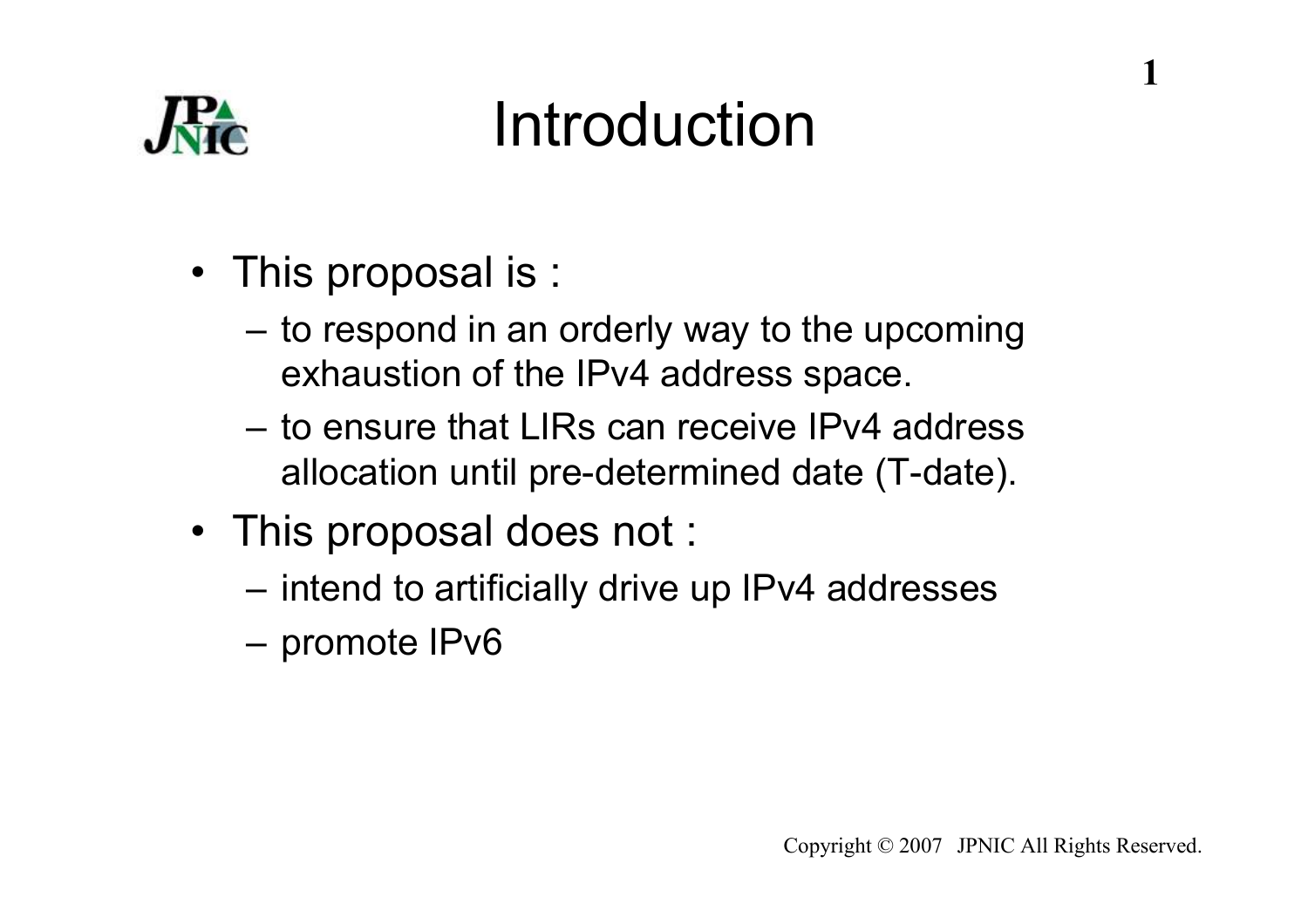# Introduction

- This proposal is :
  - to respond in an orderly way to the upcoming exhaustion of the IPv4 address space.
  - to ensure that LIRs can receive IPv4 address allocation until pre-determined date (T-date).
- This proposal does not :
  - intend to artificially drive up IPv4 addresses
  - promote IPv6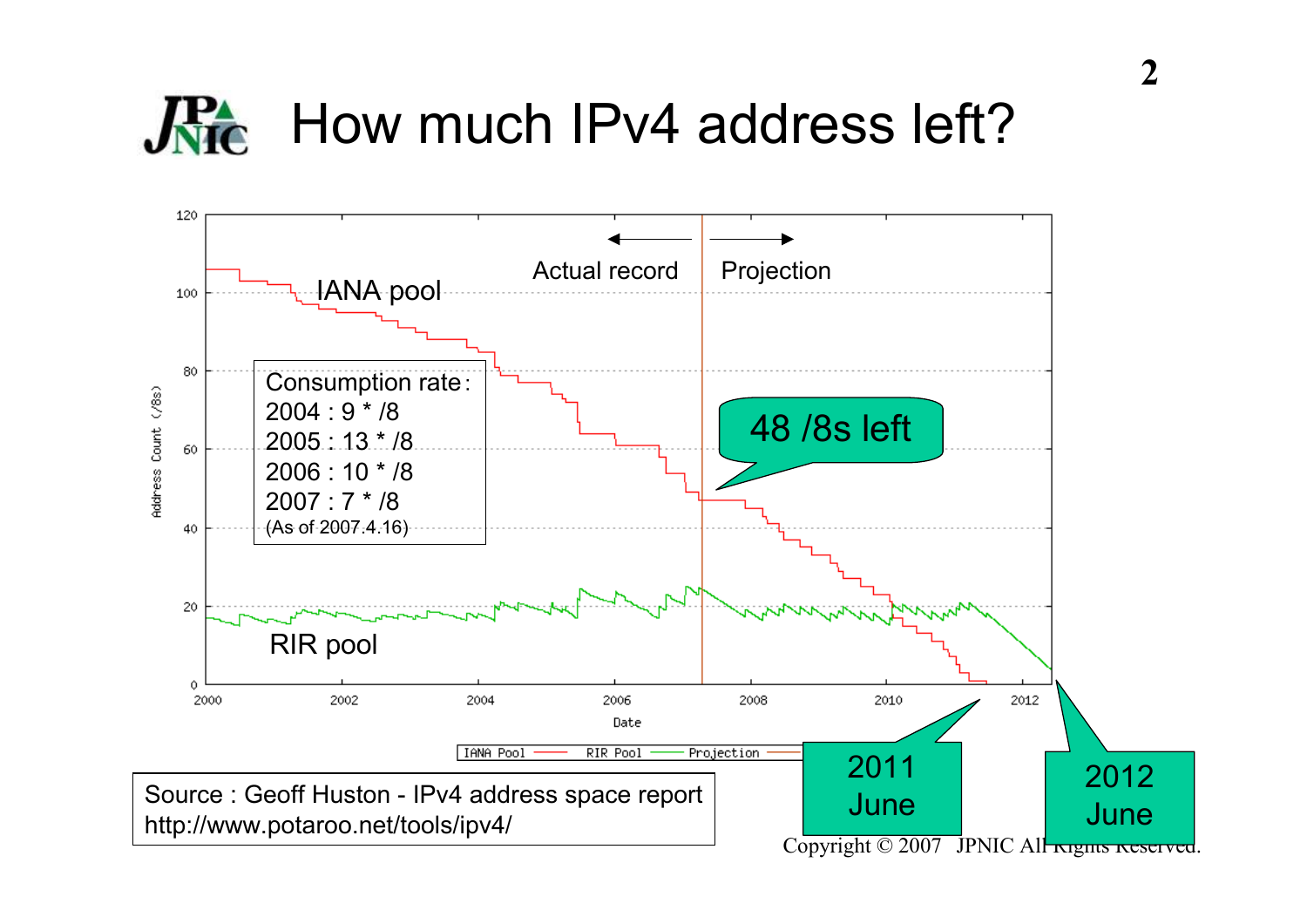# How much IPv4 address left?

Actual record ← | → Projection

IANA pool

Consumption rate：
2004 : 9 * /8
2005 : 13 * /8
2006 : 10 * /8
2007 : 7 * /8
(As of 2007.4.16)

48 /8s left

RIR pool

2011 June

2012 June

Source : Geoff Huston - IPv4 address space report
http://www.potaroo.net/tools/ipv4/

Copyright © 2007 JPNIC All Rights Reserved.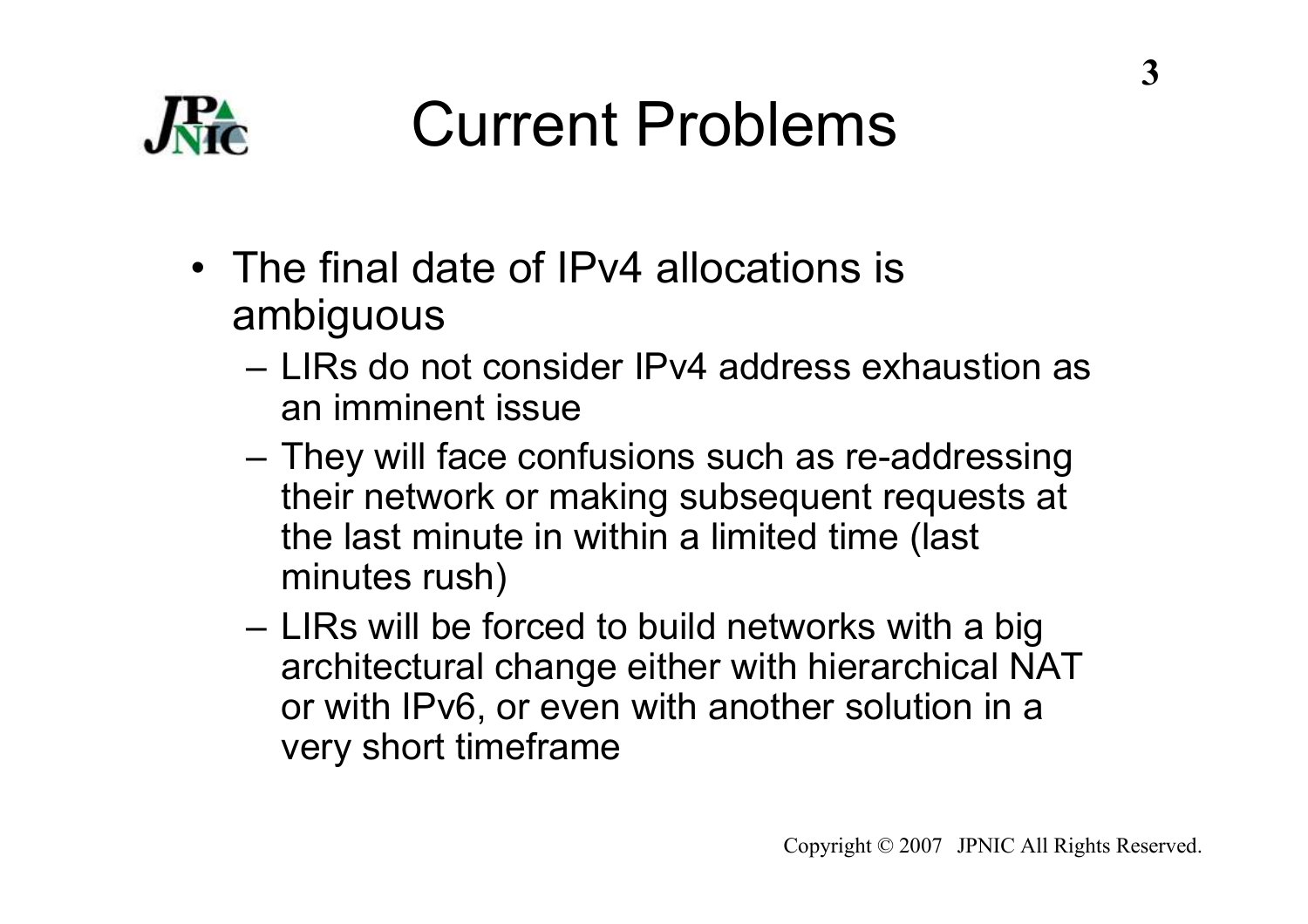# Current Problems

- The final date of IPv4 allocations is ambiguous
  - LIRs do not consider IPv4 address exhaustion as an imminent issue
  - They will face confusions such as re-addressing their network or making subsequent requests at the last minute in within a limited time (last minutes rush)
  - LIRs will be forced to build networks with a big architectural change either with hierarchical NAT or with IPv6, or even with another solution in a very short timeframe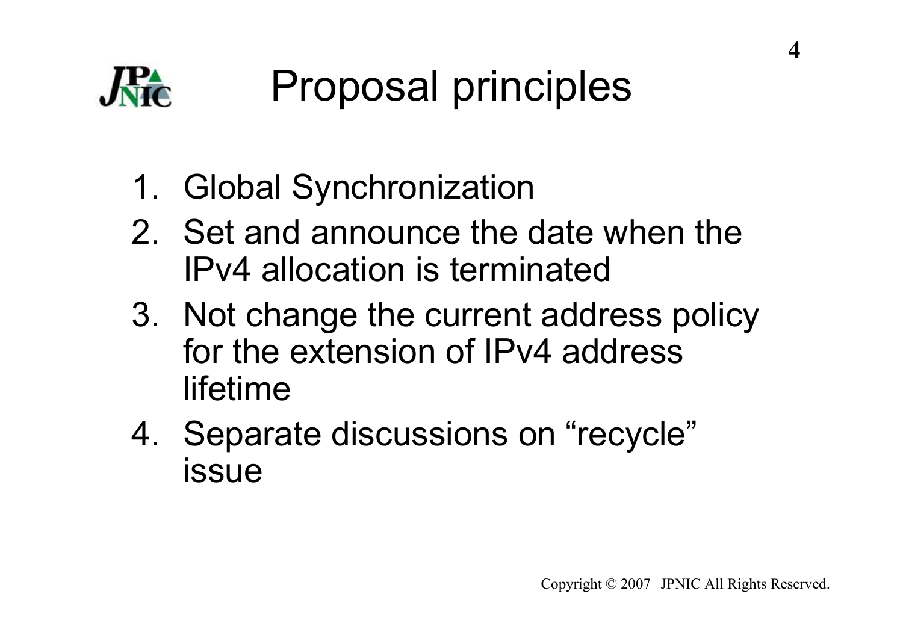# Proposal principles

1. Global Synchronization
2. Set and announce the date when the IPv4 allocation is terminated
3. Not change the current address policy for the extension of IPv4 address lifetime
4. Separate discussions on “recycle” issue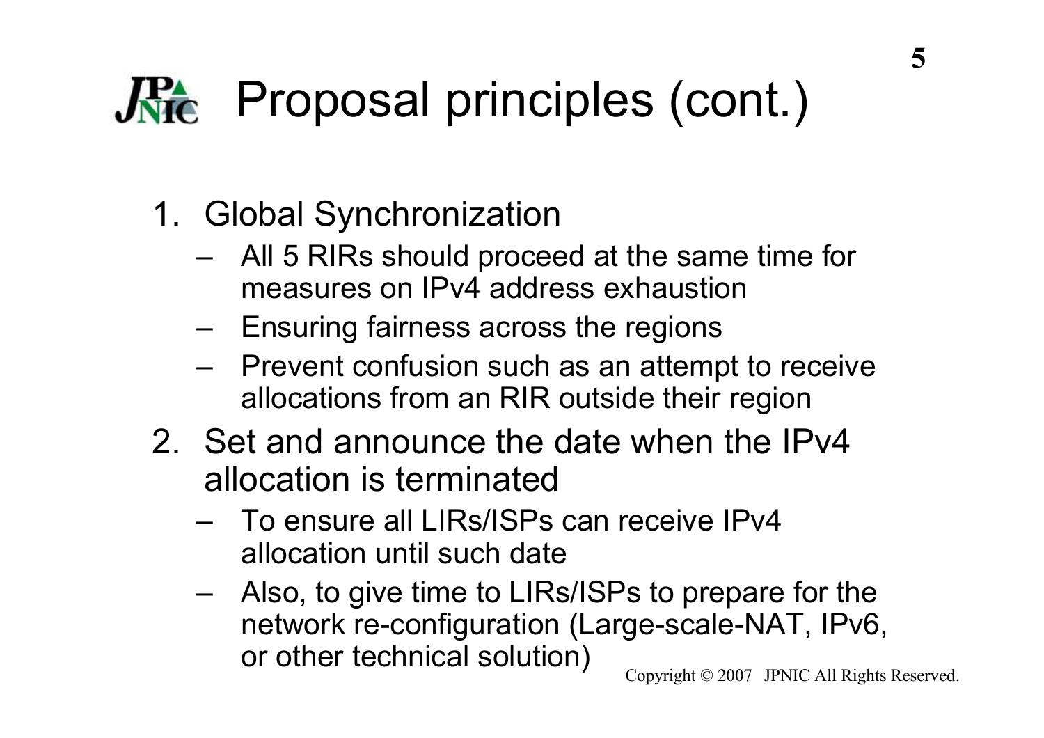# Proposal principles (cont.)

1. Global Synchronization
   - All 5 RIRs should proceed at the same time for measures on IPv4 address exhaustion
   - Ensuring fairness across the regions
   - Prevent confusion such as an attempt to receive allocations from an RIR outside their region
2. Set and announce the date when the IPv4 allocation is terminated
   - To ensure all LIRs/ISPs can receive IPv4 allocation until such date
   - Also, to give time to LIRs/ISPs to prepare for the network re-configuration (Large-scale-NAT, IPv6, or other technical solution)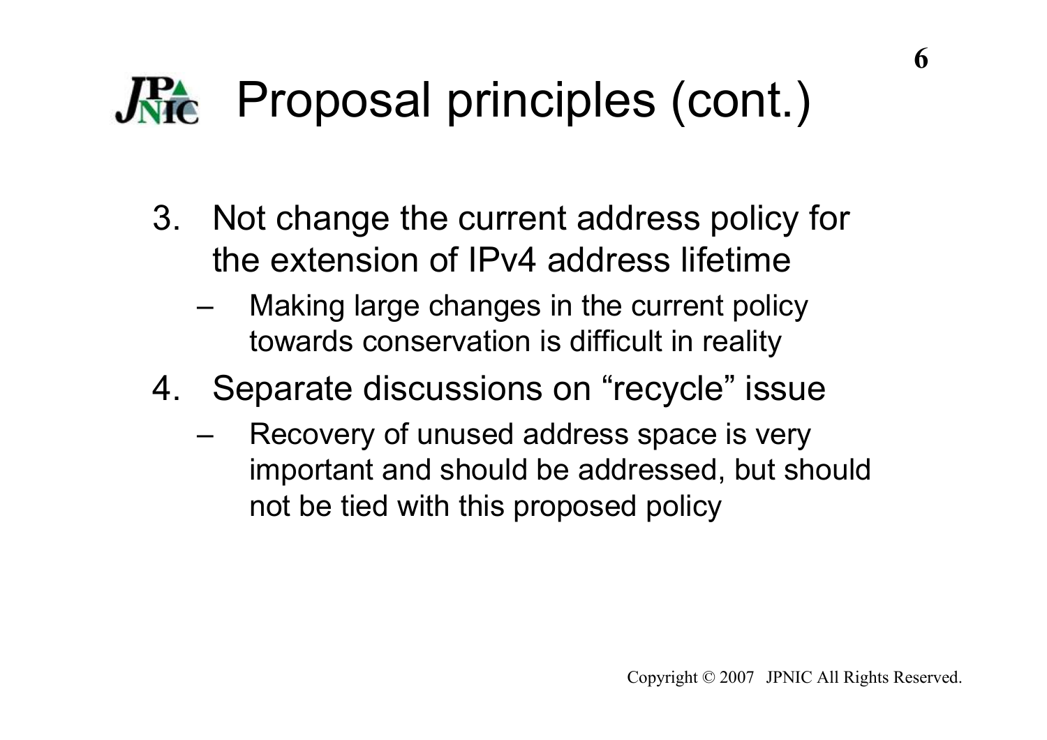# Proposal principles (cont.)

3. Not change the current address policy for the extension of IPv4 address lifetime
   - Making large changes in the current policy towards conservation is difficult in reality
4. Separate discussions on “recycle” issue
   - Recovery of unused address space is very important and should be addressed, but should not be tied with this proposed policy

Copyright © 2007 JPNIC All Rights Reserved.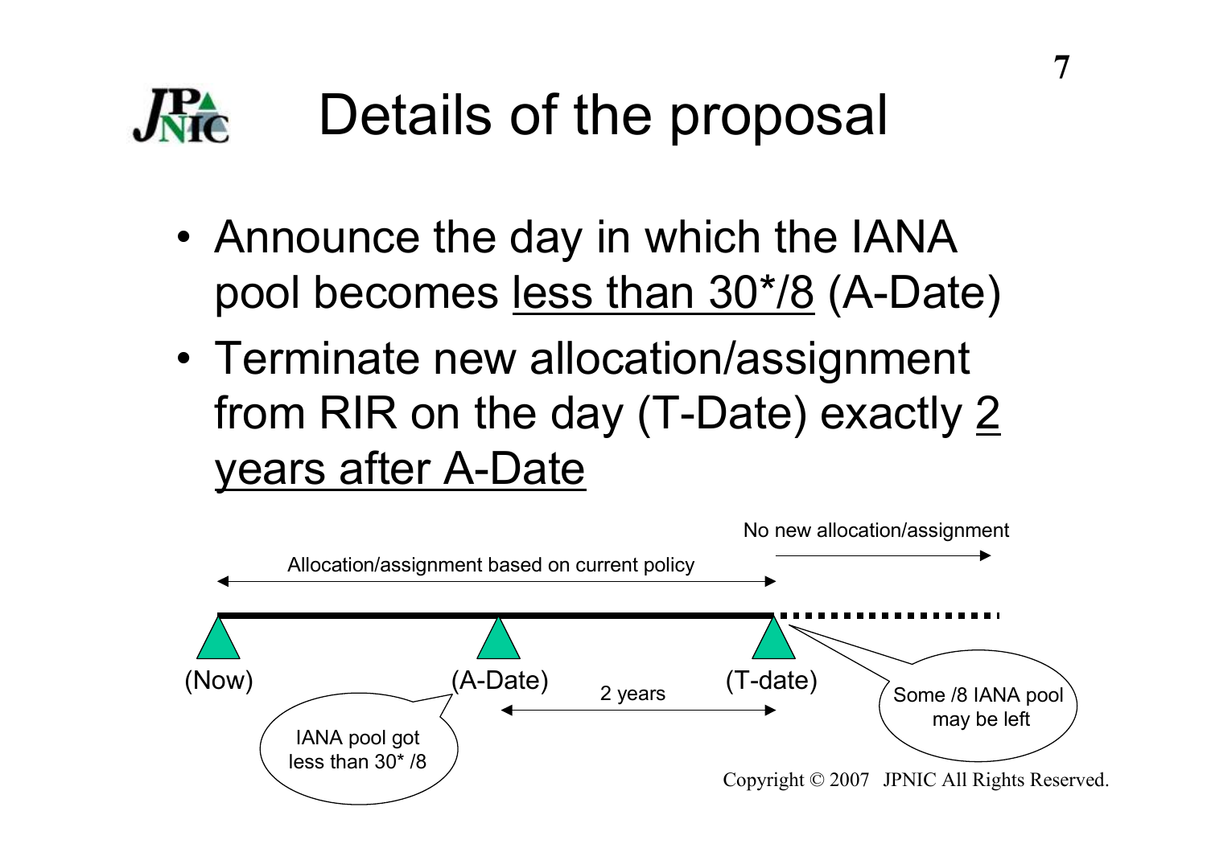# Details of the proposal

- Announce the day in which the IANA pool becomes <u>less than 30*/8</u> (A-Date)
- Terminate new allocation/assignment from RIR on the day (T-Date) exactly <u>2 years after A-Date</u>

No new allocation/assignment

Allocation/assignment based on current policy

(Now) (A-Date) 2 years (T-date)

IANA pool got less than 30* /8

Some /8 IANA pool may be left

Copyright © 2007 JPNIC All Rights Reserved.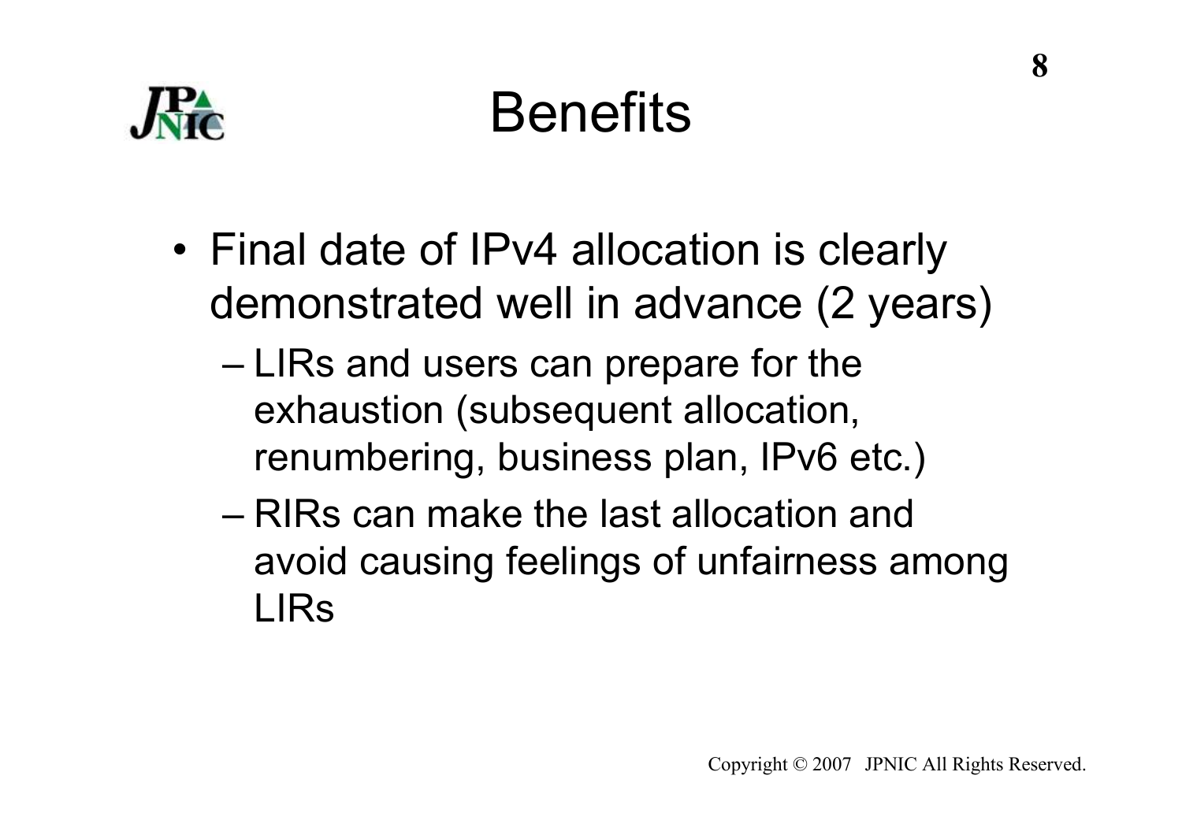# Benefits

- Final date of IPv4 allocation is clearly demonstrated well in advance (2 years)
  - LIRs and users can prepare for the exhaustion (subsequent allocation, renumbering, business plan, IPv6 etc.)
  - RIRs can make the last allocation and avoid causing feelings of unfairness among LIRs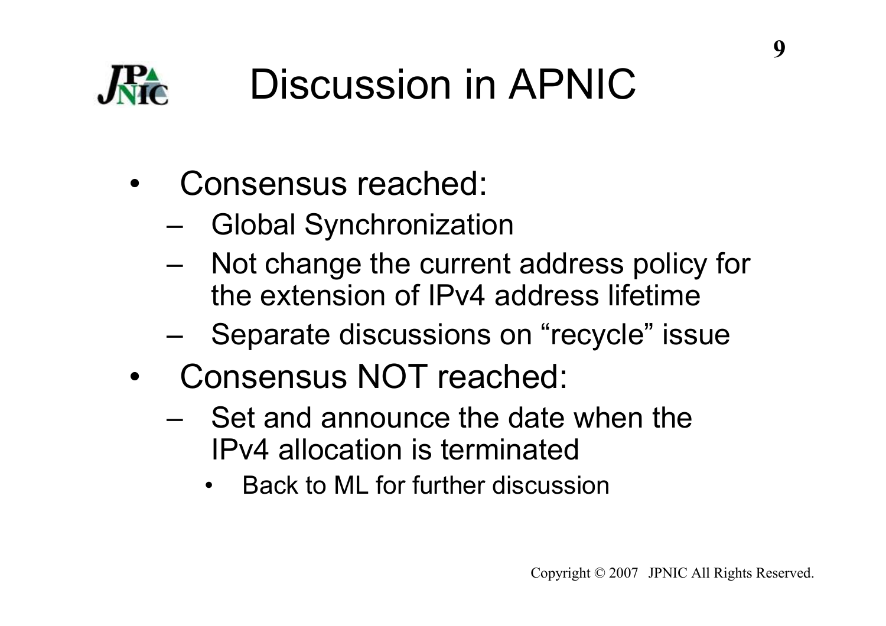# Discussion in APNIC

- Consensus reached:
  - Global Synchronization
  - Not change the current address policy for the extension of IPv4 address lifetime
  - Separate discussions on “recycle” issue
- Consensus NOT reached:
  - Set and announce the date when the IPv4 allocation is terminated
    - Back to ML for further discussion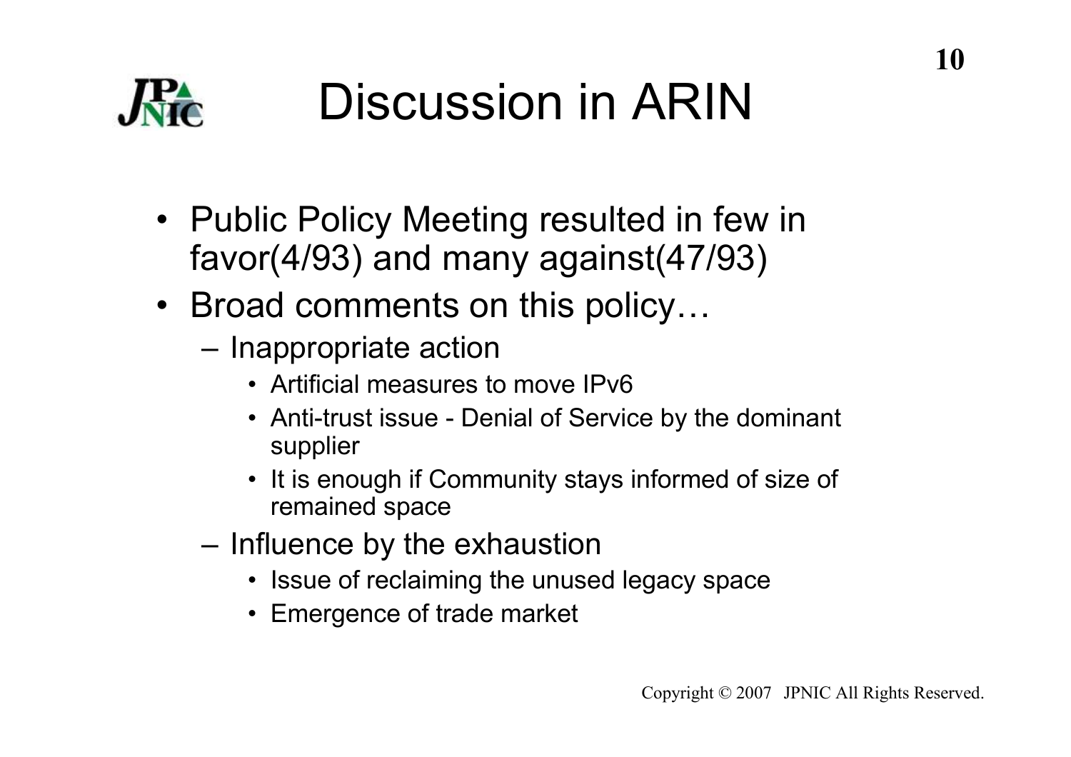# Discussion in ARIN

- Public Policy Meeting resulted in few in favor(4/93) and many against(47/93)
- Broad comments on this policy…
  - Inappropriate action
    - Artificial measures to move IPv6
    - Anti-trust issue - Denial of Service by the dominant supplier
    - It is enough if Community stays informed of size of remained space
  - Influence by the exhaustion
    - Issue of reclaiming the unused legacy space
    - Emergence of trade market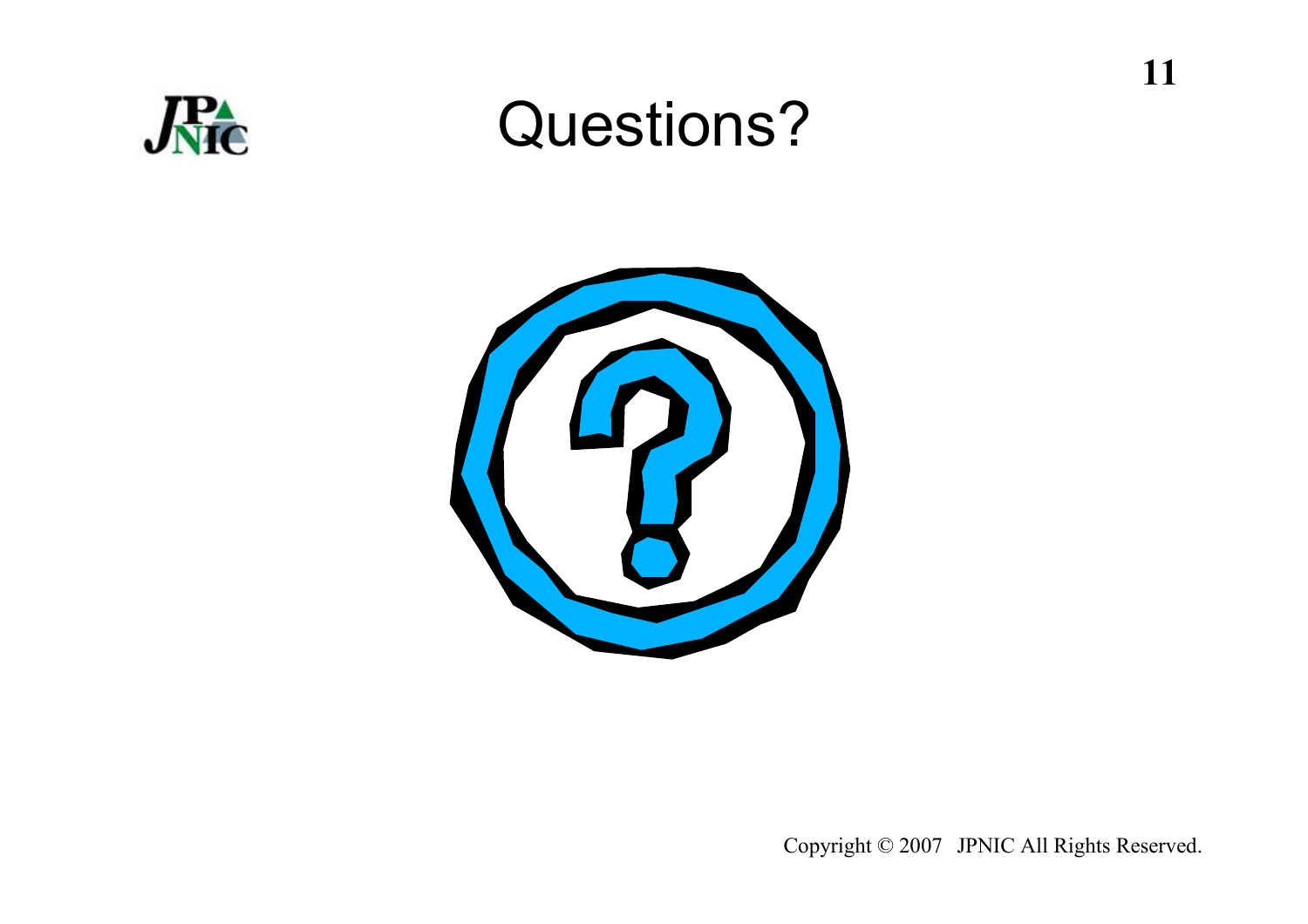# Questions?